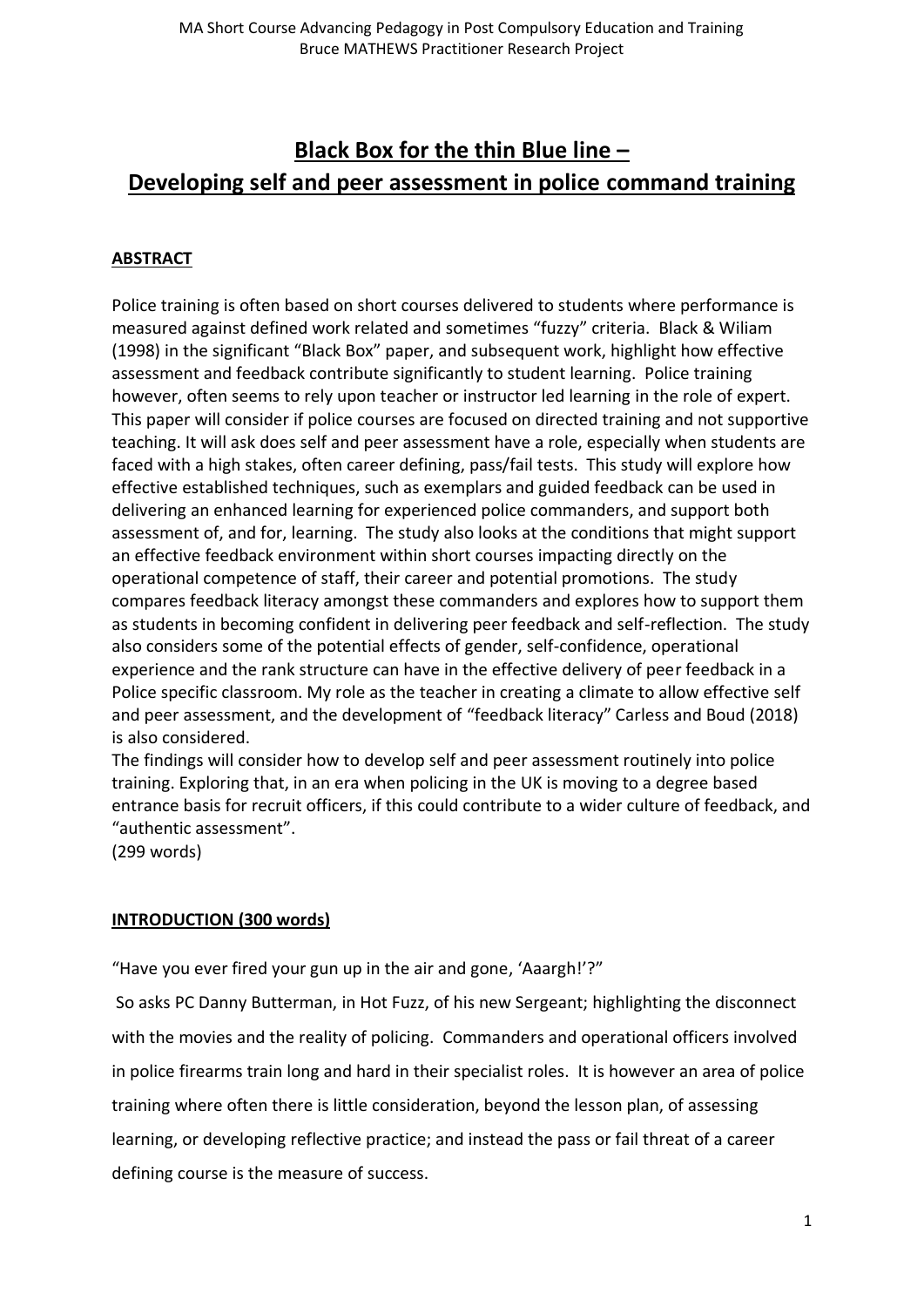# Black Box for the thin Blue line –
# Developing self and peer assessment in police command training

## ABSTRACT

Police training is often based on short courses delivered to students where performance is measured against defined work related and sometimes "fuzzy" criteria. Black & Wiliam (1998) in the significant "Black Box" paper, and subsequent work, highlight how effective assessment and feedback contribute significantly to student learning. Police training however, often seems to rely upon teacher or instructor led learning in the role of expert. This paper will consider if police courses are focused on directed training and not supportive teaching. It will ask does self and peer assessment have a role, especially when students are faced with a high stakes, often career defining, pass/fail tests. This study will explore how effective established techniques, such as exemplars and guided feedback can be used in delivering an enhanced learning for experienced police commanders, and support both assessment of, and for, learning. The study also looks at the conditions that might support an effective feedback environment within short courses impacting directly on the operational competence of staff, their career and potential promotions. The study compares feedback literacy amongst these commanders and explores how to support them as students in becoming confident in delivering peer feedback and self-reflection. The study also considers some of the potential effects of gender, self-confidence, operational experience and the rank structure can have in the effective delivery of peer feedback in a Police specific classroom. My role as the teacher in creating a climate to allow effective self and peer assessment, and the development of "feedback literacy" Carless and Boud (2018) is also considered.

The findings will consider how to develop self and peer assessment routinely into police training. Exploring that, in an era when policing in the UK is moving to a degree based entrance basis for recruit officers, if this could contribute to a wider culture of feedback, and "authentic assessment".

(299 words)

## INTRODUCTION (300 words)

"Have you ever fired your gun up in the air and gone, 'Aaargh!'?"

So asks PC Danny Butterman, in Hot Fuzz, of his new Sergeant; highlighting the disconnect with the movies and the reality of policing. Commanders and operational officers involved in police firearms train long and hard in their specialist roles. It is however an area of police training where often there is little consideration, beyond the lesson plan, of assessing learning, or developing reflective practice; and instead the pass or fail threat of a career defining course is the measure of success.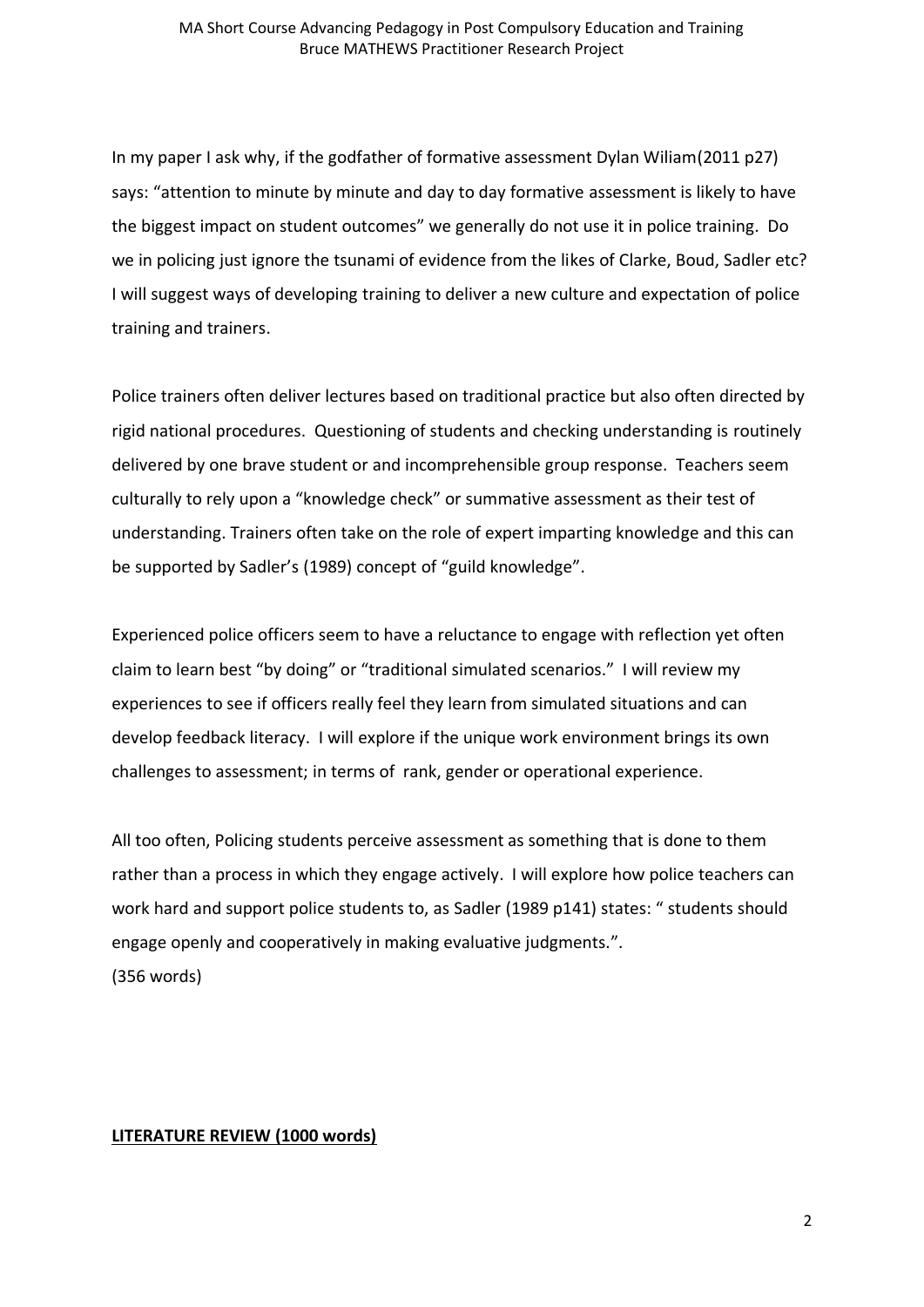In my paper I ask why, if the godfather of formative assessment Dylan Wiliam(2011 p27) says: "attention to minute by minute and day to day formative assessment is likely to have the biggest impact on student outcomes" we generally do not use it in police training. Do we in policing just ignore the tsunami of evidence from the likes of Clarke, Boud, Sadler etc? I will suggest ways of developing training to deliver a new culture and expectation of police training and trainers.

Police trainers often deliver lectures based on traditional practice but also often directed by rigid national procedures. Questioning of students and checking understanding is routinely delivered by one brave student or and incomprehensible group response. Teachers seem culturally to rely upon a "knowledge check" or summative assessment as their test of understanding. Trainers often take on the role of expert imparting knowledge and this can be supported by Sadler's (1989) concept of "guild knowledge".

Experienced police officers seem to have a reluctance to engage with reflection yet often claim to learn best "by doing" or "traditional simulated scenarios." I will review my experiences to see if officers really feel they learn from simulated situations and can develop feedback literacy. I will explore if the unique work environment brings its own challenges to assessment; in terms of rank, gender or operational experience.

All too often, Policing students perceive assessment as something that is done to them rather than a process in which they engage actively. I will explore how police teachers can work hard and support police students to, as Sadler (1989 p141) states: " students should engage openly and cooperatively in making evaluative judgments.".
(356 words)

## LITERATURE REVIEW (1000 words)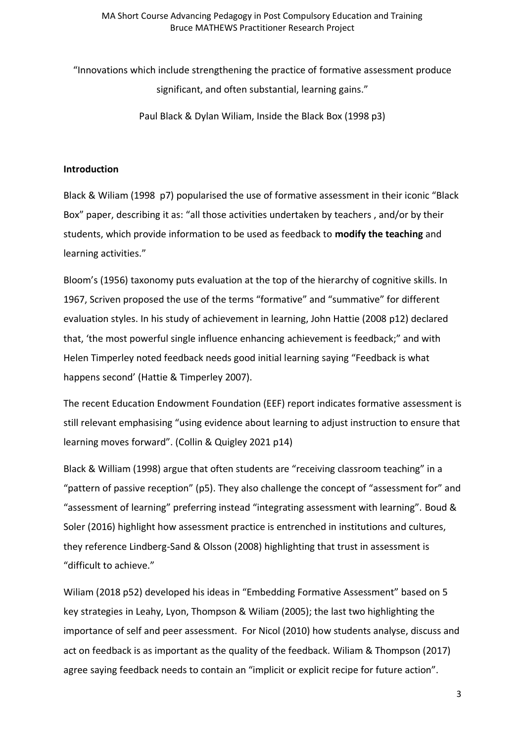"Innovations which include strengthening the practice of formative assessment produce significant, and often substantial, learning gains."

Paul Black & Dylan Wiliam, Inside the Black Box (1998 p3)

**Introduction**

Black & Wiliam (1998 p7) popularised the use of formative assessment in their iconic "Black Box" paper, describing it as: "all those activities undertaken by teachers , and/or by their students, which provide information to be used as feedback to **modify the teaching** and learning activities."

Bloom's (1956) taxonomy puts evaluation at the top of the hierarchy of cognitive skills. In 1967, Scriven proposed the use of the terms "formative" and "summative" for different evaluation styles. In his study of achievement in learning, John Hattie (2008 p12) declared that, 'the most powerful single influence enhancing achievement is feedback;" and with Helen Timperley noted feedback needs good initial learning saying "Feedback is what happens second' (Hattie & Timperley 2007).

The recent Education Endowment Foundation (EEF) report indicates formative assessment is still relevant emphasising "using evidence about learning to adjust instruction to ensure that learning moves forward". (Collin & Quigley 2021 p14)

Black & William (1998) argue that often students are "receiving classroom teaching" in a "pattern of passive reception" (p5). They also challenge the concept of "assessment for" and "assessment of learning" preferring instead "integrating assessment with learning". Boud & Soler (2016) highlight how assessment practice is entrenched in institutions and cultures, they reference Lindberg-Sand & Olsson (2008) highlighting that trust in assessment is "difficult to achieve."

Wiliam (2018 p52) developed his ideas in "Embedding Formative Assessment" based on 5 key strategies in Leahy, Lyon, Thompson & Wiliam (2005); the last two highlighting the importance of self and peer assessment. For Nicol (2010) how students analyse, discuss and act on feedback is as important as the quality of the feedback. Wiliam & Thompson (2017) agree saying feedback needs to contain an "implicit or explicit recipe for future action".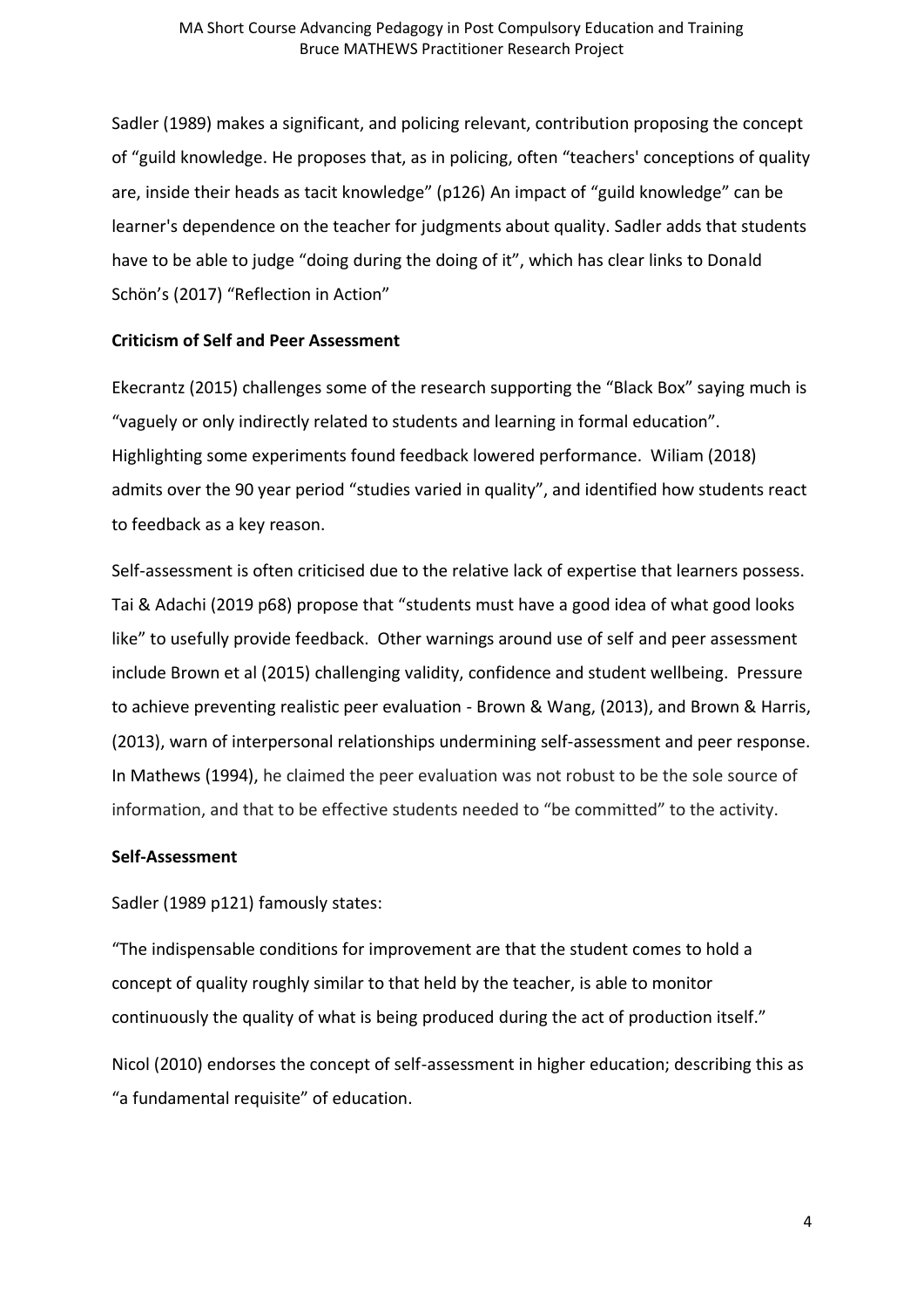Sadler (1989) makes a significant, and policing relevant, contribution proposing the concept of “guild knowledge. He proposes that, as in policing, often “teachers' conceptions of quality are, inside their heads as tacit knowledge” (p126) An impact of “guild knowledge” can be learner's dependence on the teacher for judgments about quality. Sadler adds that students have to be able to judge “doing during the doing of it”, which has clear links to Donald Schön’s (2017) “Reflection in Action”

**Criticism of Self and Peer Assessment**

Ekecrantz (2015) challenges some of the research supporting the “Black Box” saying much is “vaguely or only indirectly related to students and learning in formal education”. Highlighting some experiments found feedback lowered performance. Wiliam (2018) admits over the 90 year period “studies varied in quality”, and identified how students react to feedback as a key reason.

Self-assessment is often criticised due to the relative lack of expertise that learners possess. Tai & Adachi (2019 p68) propose that “students must have a good idea of what good looks like” to usefully provide feedback. Other warnings around use of self and peer assessment include Brown et al (2015) challenging validity, confidence and student wellbeing. Pressure to achieve preventing realistic peer evaluation - Brown & Wang, (2013), and Brown & Harris, (2013), warn of interpersonal relationships undermining self-assessment and peer response. In Mathews (1994), he claimed the peer evaluation was not robust to be the sole source of information, and that to be effective students needed to “be committed” to the activity.

**Self-Assessment**

Sadler (1989 p121) famously states:

“The indispensable conditions for improvement are that the student comes to hold a concept of quality roughly similar to that held by the teacher, is able to monitor continuously the quality of what is being produced during the act of production itself.”

Nicol (2010) endorses the concept of self-assessment in higher education; describing this as “a fundamental requisite” of education.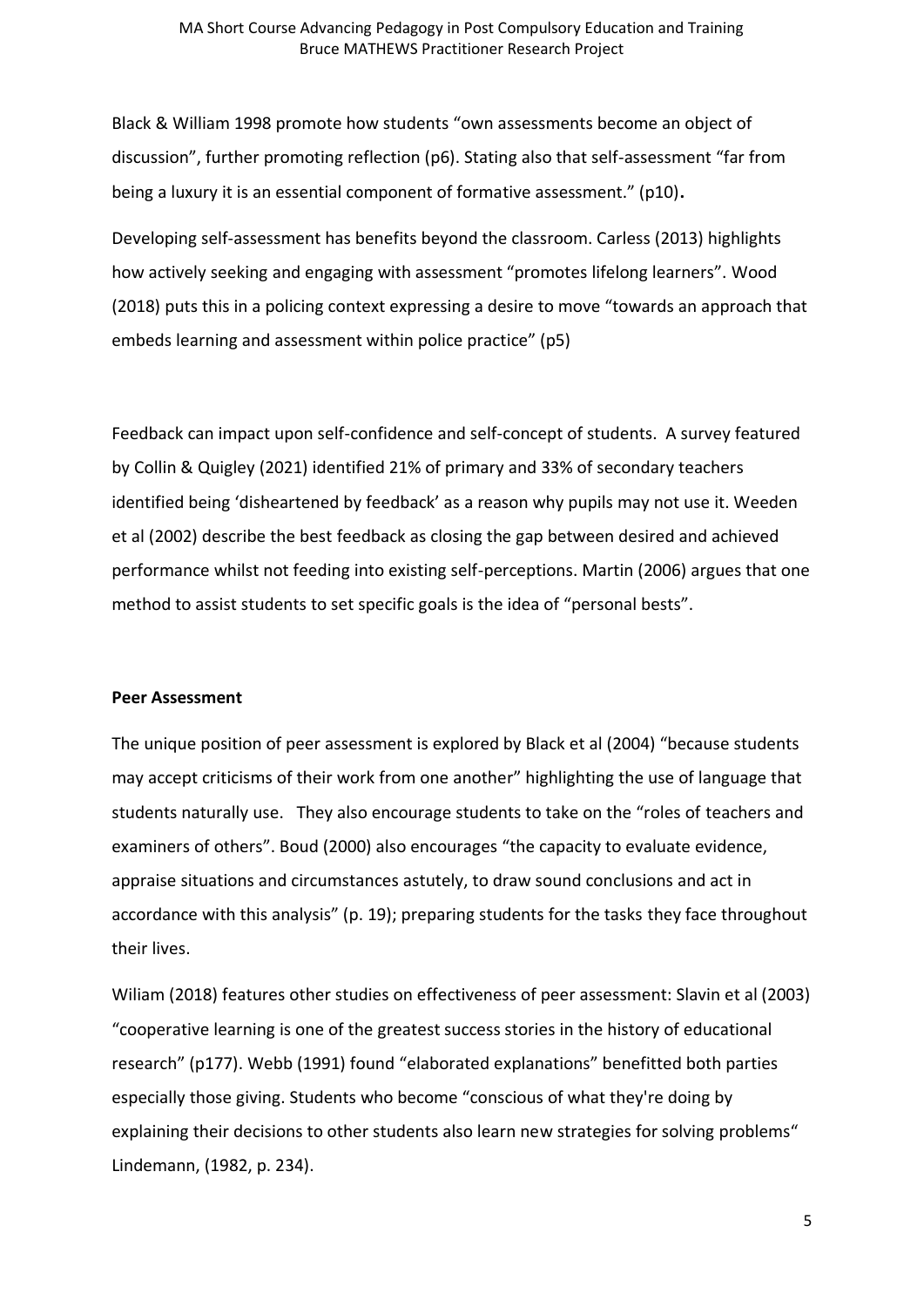Black & William 1998 promote how students "own assessments become an object of discussion", further promoting reflection (p6). Stating also that self-assessment "far from being a luxury it is an essential component of formative assessment." (p10)**.**

Developing self-assessment has benefits beyond the classroom. Carless (2013) highlights how actively seeking and engaging with assessment "promotes lifelong learners". Wood (2018) puts this in a policing context expressing a desire to move "towards an approach that embeds learning and assessment within police practice" (p5)

Feedback can impact upon self-confidence and self-concept of students. A survey featured by Collin & Quigley (2021) identified 21% of primary and 33% of secondary teachers identified being 'disheartened by feedback' as a reason why pupils may not use it. Weeden et al (2002) describe the best feedback as closing the gap between desired and achieved performance whilst not feeding into existing self-perceptions. Martin (2006) argues that one method to assist students to set specific goals is the idea of "personal bests".

**Peer Assessment**

The unique position of peer assessment is explored by Black et al (2004) "because students may accept criticisms of their work from one another" highlighting the use of language that students naturally use. They also encourage students to take on the "roles of teachers and examiners of others". Boud (2000) also encourages "the capacity to evaluate evidence, appraise situations and circumstances astutely, to draw sound conclusions and act in accordance with this analysis" (p. 19); preparing students for the tasks they face throughout their lives.

Wiliam (2018) features other studies on effectiveness of peer assessment: Slavin et al (2003) "cooperative learning is one of the greatest success stories in the history of educational research" (p177). Webb (1991) found "elaborated explanations" benefitted both parties especially those giving. Students who become "conscious of what they're doing by explaining their decisions to other students also learn new strategies for solving problems" Lindemann, (1982, p. 234).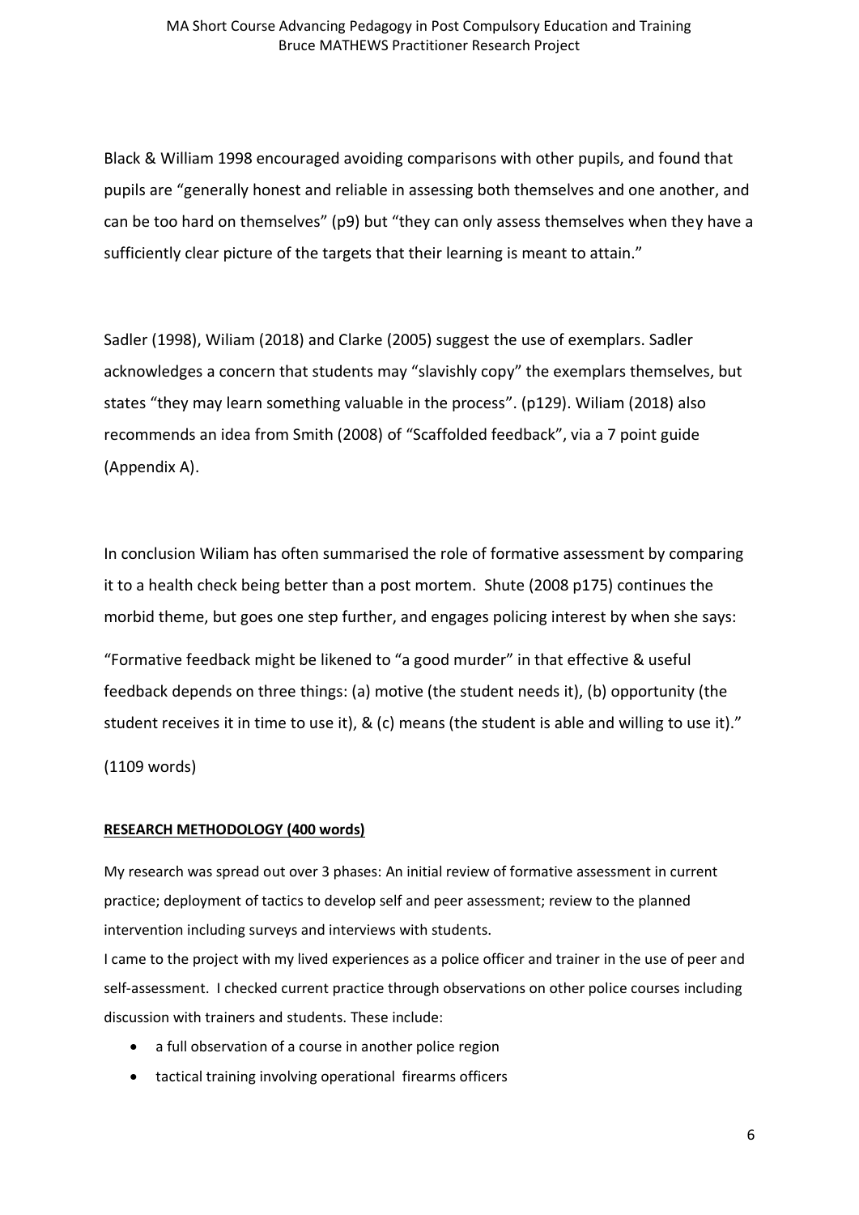Black & William 1998 encouraged avoiding comparisons with other pupils, and found that pupils are "generally honest and reliable in assessing both themselves and one another, and can be too hard on themselves" (p9) but "they can only assess themselves when they have a sufficiently clear picture of the targets that their learning is meant to attain."

Sadler (1998), Wiliam (2018) and Clarke (2005) suggest the use of exemplars. Sadler acknowledges a concern that students may "slavishly copy" the exemplars themselves, but states "they may learn something valuable in the process". (p129). Wiliam (2018) also recommends an idea from Smith (2008) of "Scaffolded feedback", via a 7 point guide (Appendix A).

In conclusion Wiliam has often summarised the role of formative assessment by comparing it to a health check being better than a post mortem. Shute (2008 p175) continues the morbid theme, but goes one step further, and engages policing interest by when she says:

"Formative feedback might be likened to "a good murder" in that effective & useful feedback depends on three things: (a) motive (the student needs it), (b) opportunity (the student receives it in time to use it), & (c) means (the student is able and willing to use it)."

(1109 words)

**RESEARCH METHODOLOGY (400 words)**

My research was spread out over 3 phases: An initial review of formative assessment in current practice; deployment of tactics to develop self and peer assessment; review to the planned intervention including surveys and interviews with students.

I came to the project with my lived experiences as a police officer and trainer in the use of peer and self-assessment. I checked current practice through observations on other police courses including discussion with trainers and students. These include:

- a full observation of a course in another police region
- tactical training involving operational firearms officers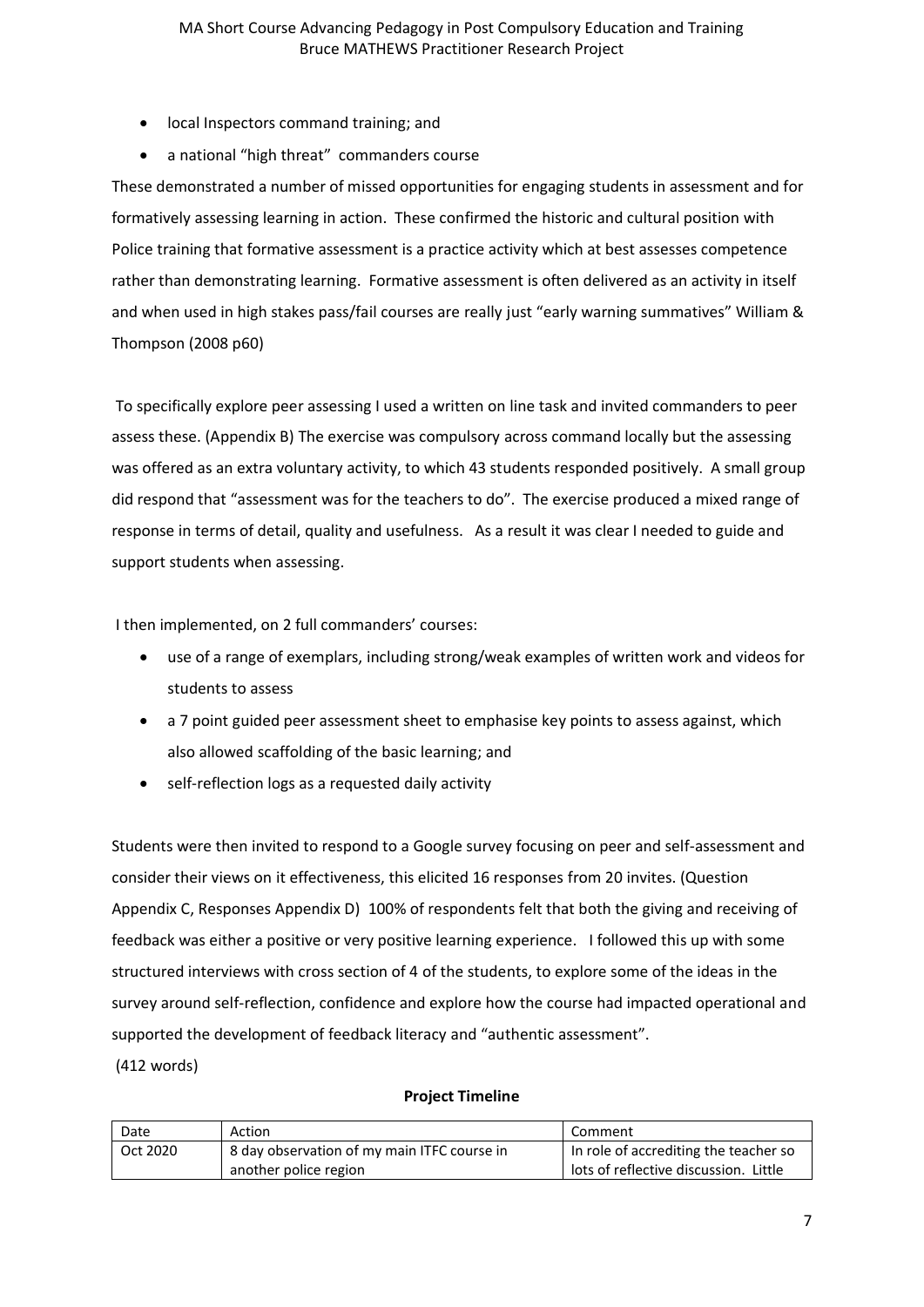- local Inspectors command training; and
- a national "high threat" commanders course

These demonstrated a number of missed opportunities for engaging students in assessment and for formatively assessing learning in action. These confirmed the historic and cultural position with Police training that formative assessment is a practice activity which at best assesses competence rather than demonstrating learning. Formative assessment is often delivered as an activity in itself and when used in high stakes pass/fail courses are really just "early warning summatives" William & Thompson (2008 p60)

To specifically explore peer assessing I used a written on line task and invited commanders to peer assess these. (Appendix B) The exercise was compulsory across command locally but the assessing was offered as an extra voluntary activity, to which 43 students responded positively. A small group did respond that "assessment was for the teachers to do". The exercise produced a mixed range of response in terms of detail, quality and usefulness. As a result it was clear I needed to guide and support students when assessing.

I then implemented, on 2 full commanders' courses:

- use of a range of exemplars, including strong/weak examples of written work and videos for students to assess
- a 7 point guided peer assessment sheet to emphasise key points to assess against, which also allowed scaffolding of the basic learning; and
- self-reflection logs as a requested daily activity

Students were then invited to respond to a Google survey focusing on peer and self-assessment and consider their views on it effectiveness, this elicited 16 responses from 20 invites. (Question Appendix C, Responses Appendix D) 100% of respondents felt that both the giving and receiving of feedback was either a positive or very positive learning experience. I followed this up with some structured interviews with cross section of 4 of the students, to explore some of the ideas in the survey around self-reflection, confidence and explore how the course had impacted operational and supported the development of feedback literacy and "authentic assessment".

(412 words)

**Project Timeline**

| Date | Action | Comment |
|---|---|---|
| Oct 2020 | 8 day observation of my main ITFC course in another police region | In role of accrediting the teacher so lots of reflective discussion. Little |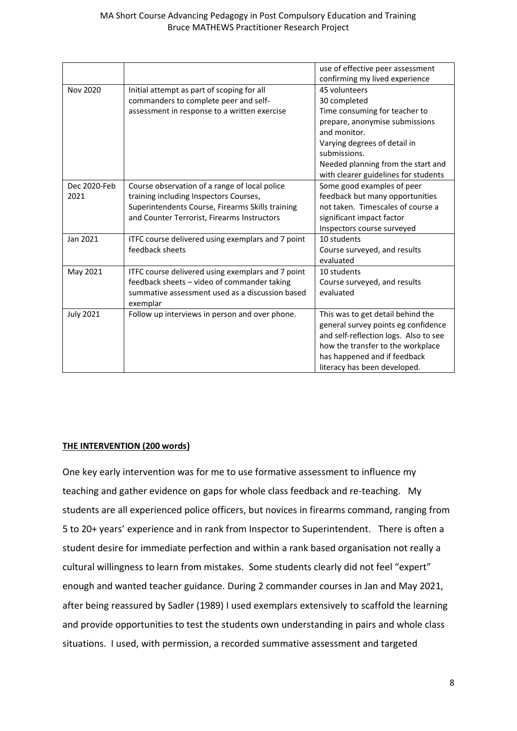| | | use of effective peer assessment confirming my lived experience |
|---|---|---|
| Nov 2020 | Initial attempt as part of scoping for all commanders to complete peer and self-assessment in response to a written exercise | 45 volunteers<br>30 completed<br>Time consuming for teacher to prepare, anonymise submissions and monitor.<br>Varying degrees of detail in submissions.<br>Needed planning from the start and with clearer guidelines for students |
| Dec 2020-Feb 2021 | Course observation of a range of local police training including Inspectors Courses, Superintendents Course, Firearms Skills training and Counter Terrorist, Firearms Instructors | Some good examples of peer feedback but many opportunities not taken. Timescales of course a significant impact factor<br>Inspectors course surveyed |
| Jan 2021 | ITFC course delivered using exemplars and 7 point feedback sheets | 10 students<br>Course surveyed, and results evaluated |
| May 2021 | ITFC course delivered using exemplars and 7 point feedback sheets – video of commander taking summative assessment used as a discussion based exemplar | 10 students<br>Course surveyed, and results evaluated |
| July 2021 | Follow up interviews in person and over phone. | This was to get detail behind the general survey points eg confidence and self-reflection logs. Also to see how the transfer to the workplace has happened and if feedback literacy has been developed. |

**THE INTERVENTION (200 words)**

One key early intervention was for me to use formative assessment to influence my teaching and gather evidence on gaps for whole class feedback and re-teaching. My students are all experienced police officers, but novices in firearms command, ranging from 5 to 20+ years' experience and in rank from Inspector to Superintendent. There is often a student desire for immediate perfection and within a rank based organisation not really a cultural willingness to learn from mistakes. Some students clearly did not feel "expert" enough and wanted teacher guidance. During 2 commander courses in Jan and May 2021, after being reassured by Sadler (1989) I used exemplars extensively to scaffold the learning and provide opportunities to test the students own understanding in pairs and whole class situations. I used, with permission, a recorded summative assessment and targeted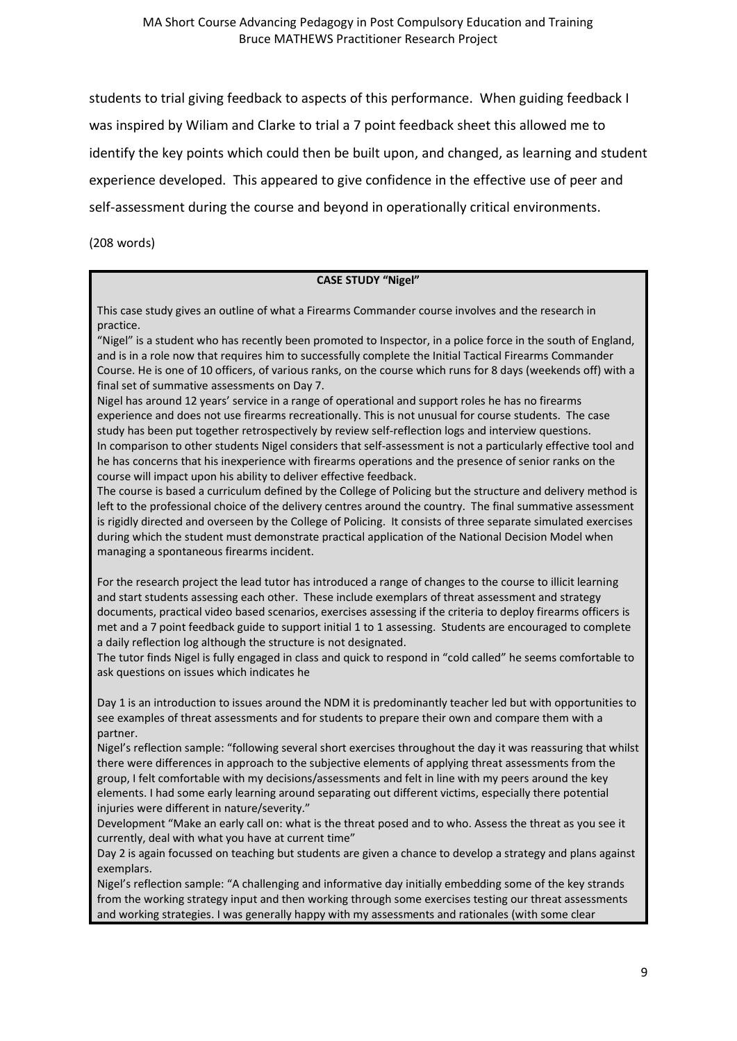students to trial giving feedback to aspects of this performance. When guiding feedback I was inspired by Wiliam and Clarke to trial a 7 point feedback sheet this allowed me to identify the key points which could then be built upon, and changed, as learning and student experience developed. This appeared to give confidence in the effective use of peer and self-assessment during the course and beyond in operationally critical environments.

(208 words)

**CASE STUDY "Nigel"**

This case study gives an outline of what a Firearms Commander course involves and the research in practice.

"Nigel" is a student who has recently been promoted to Inspector, in a police force in the south of England, and is in a role now that requires him to successfully complete the Initial Tactical Firearms Commander Course. He is one of 10 officers, of various ranks, on the course which runs for 8 days (weekends off) with a final set of summative assessments on Day 7.

Nigel has around 12 years' service in a range of operational and support roles he has no firearms experience and does not use firearms recreationally. This is not unusual for course students. The case study has been put together retrospectively by review self-reflection logs and interview questions.

In comparison to other students Nigel considers that self-assessment is not a particularly effective tool and he has concerns that his inexperience with firearms operations and the presence of senior ranks on the course will impact upon his ability to deliver effective feedback.

The course is based a curriculum defined by the College of Policing but the structure and delivery method is left to the professional choice of the delivery centres around the country. The final summative assessment is rigidly directed and overseen by the College of Policing. It consists of three separate simulated exercises during which the student must demonstrate practical application of the National Decision Model when managing a spontaneous firearms incident.

For the research project the lead tutor has introduced a range of changes to the course to illicit learning and start students assessing each other. These include exemplars of threat assessment and strategy documents, practical video based scenarios, exercises assessing if the criteria to deploy firearms officers is met and a 7 point feedback guide to support initial 1 to 1 assessing. Students are encouraged to complete a daily reflection log although the structure is not designated.

The tutor finds Nigel is fully engaged in class and quick to respond in "cold called" he seems comfortable to ask questions on issues which indicates he

Day 1 is an introduction to issues around the NDM it is predominantly teacher led but with opportunities to see examples of threat assessments and for students to prepare their own and compare them with a partner.

Nigel's reflection sample: "following several short exercises throughout the day it was reassuring that whilst there were differences in approach to the subjective elements of applying threat assessments from the group, I felt comfortable with my decisions/assessments and felt in line with my peers around the key elements. I had some early learning around separating out different victims, especially there potential injuries were different in nature/severity."

Development "Make an early call on: what is the threat posed and to who. Assess the threat as you see it currently, deal with what you have at current time"

Day 2 is again focussed on teaching but students are given a chance to develop a strategy and plans against exemplars.

Nigel's reflection sample: "A challenging and informative day initially embedding some of the key strands from the working strategy input and then working through some exercises testing our threat assessments and working strategies. I was generally happy with my assessments and rationales (with some clear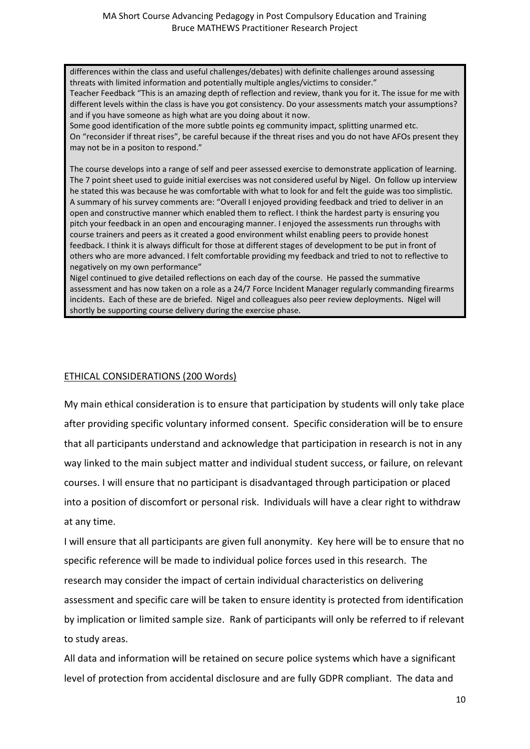differences within the class and useful challenges/debates) with definite challenges around assessing threats with limited information and potentially multiple angles/victims to consider."

Teacher Feedback "This is an amazing depth of reflection and review, thank you for it. The issue for me with different levels within the class is have you got consistency. Do your assessments match your assumptions? and if you have someone as high what are you doing about it now.

Some good identification of the more subtle points eg community impact, splitting unarmed etc.

On "reconsider if threat rises", be careful because if the threat rises and you do not have AFOs present they may not be in a positon to respond."

The course develops into a range of self and peer assessed exercise to demonstrate application of learning. The 7 point sheet used to guide initial exercises was not considered useful by Nigel. On follow up interview he stated this was because he was comfortable with what to look for and felt the guide was too simplistic. A summary of his survey comments are: "Overall I enjoyed providing feedback and tried to deliver in an open and constructive manner which enabled them to reflect. I think the hardest party is ensuring you pitch your feedback in an open and encouraging manner. I enjoyed the assessments run throughs with course trainers and peers as it created a good environment whilst enabling peers to provide honest feedback. I think it is always difficult for those at different stages of development to be put in front of others who are more advanced. I felt comfortable providing my feedback and tried to not to reflective to negatively on my own performance"

Nigel continued to give detailed reflections on each day of the course. He passed the summative assessment and has now taken on a role as a 24/7 Force Incident Manager regularly commanding firearms incidents. Each of these are de briefed. Nigel and colleagues also peer review deployments. Nigel will shortly be supporting course delivery during the exercise phase.

## ETHICAL CONSIDERATIONS (200 Words)

My main ethical consideration is to ensure that participation by students will only take place after providing specific voluntary informed consent. Specific consideration will be to ensure that all participants understand and acknowledge that participation in research is not in any way linked to the main subject matter and individual student success, or failure, on relevant courses. I will ensure that no participant is disadvantaged through participation or placed into a position of discomfort or personal risk. Individuals will have a clear right to withdraw at any time.

I will ensure that all participants are given full anonymity. Key here will be to ensure that no specific reference will be made to individual police forces used in this research. The research may consider the impact of certain individual characteristics on delivering assessment and specific care will be taken to ensure identity is protected from identification by implication or limited sample size. Rank of participants will only be referred to if relevant to study areas.

All data and information will be retained on secure police systems which have a significant level of protection from accidental disclosure and are fully GDPR compliant. The data and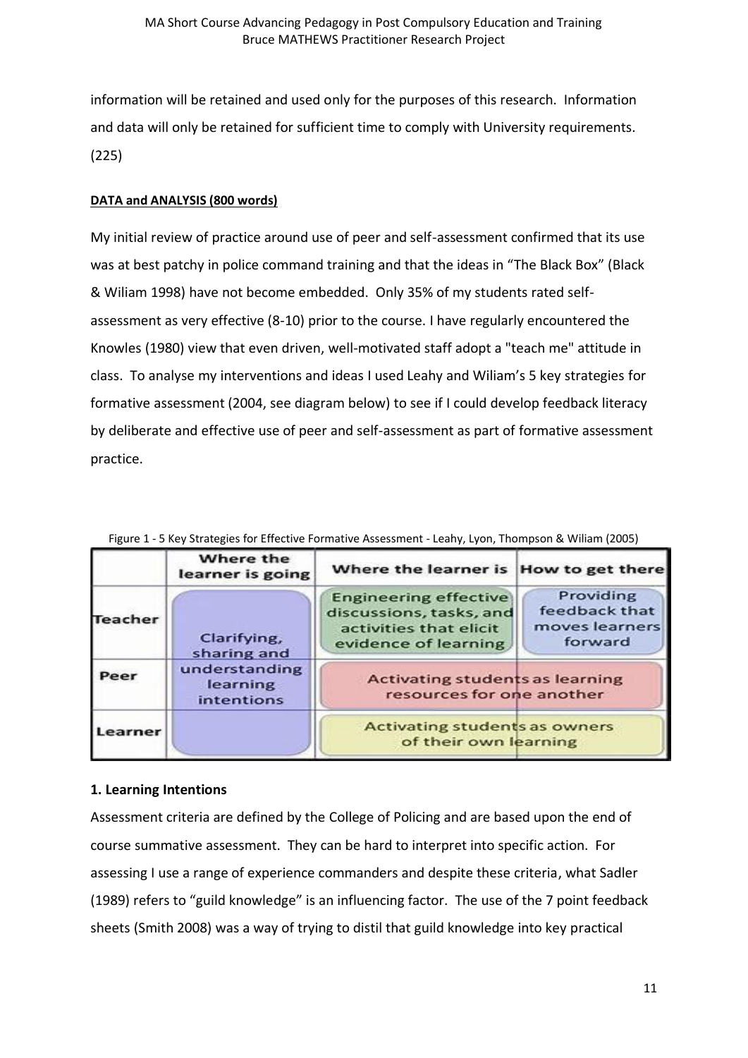information will be retained and used only for the purposes of this research. Information and data will only be retained for sufficient time to comply with University requirements. (225)

**DATA and ANALYSIS (800 words)**

My initial review of practice around use of peer and self-assessment confirmed that its use was at best patchy in police command training and that the ideas in "The Black Box" (Black & Wiliam 1998) have not become embedded. Only 35% of my students rated self-assessment as very effective (8-10) prior to the course. I have regularly encountered the Knowles (1980) view that even driven, well-motivated staff adopt a "teach me" attitude in class. To analyse my interventions and ideas I used Leahy and Wiliam's 5 key strategies for formative assessment (2004, see diagram below) to see if I could develop feedback literacy by deliberate and effective use of peer and self-assessment as part of formative assessment practice.

Figure 1 - 5 Key Strategies for Effective Formative Assessment - Leahy, Lyon, Thompson & Wiliam (2005)

| | Where the learner is going | Where the learner is | How to get there |
|---|---|---|---|
| Teacher | Clarifying, sharing and understanding learning intentions | Engineering effective discussions, tasks, and activities that elicit evidence of learning | Providing feedback that moves learners forward |
| Peer | | Activating students as learning resources for one another | |
| Learner | | Activating students as owners of their own learning | |

**1. Learning Intentions**

Assessment criteria are defined by the College of Policing and are based upon the end of course summative assessment. They can be hard to interpret into specific action. For assessing I use a range of experience commanders and despite these criteria, what Sadler (1989) refers to "guild knowledge" is an influencing factor. The use of the 7 point feedback sheets (Smith 2008) was a way of trying to distil that guild knowledge into key practical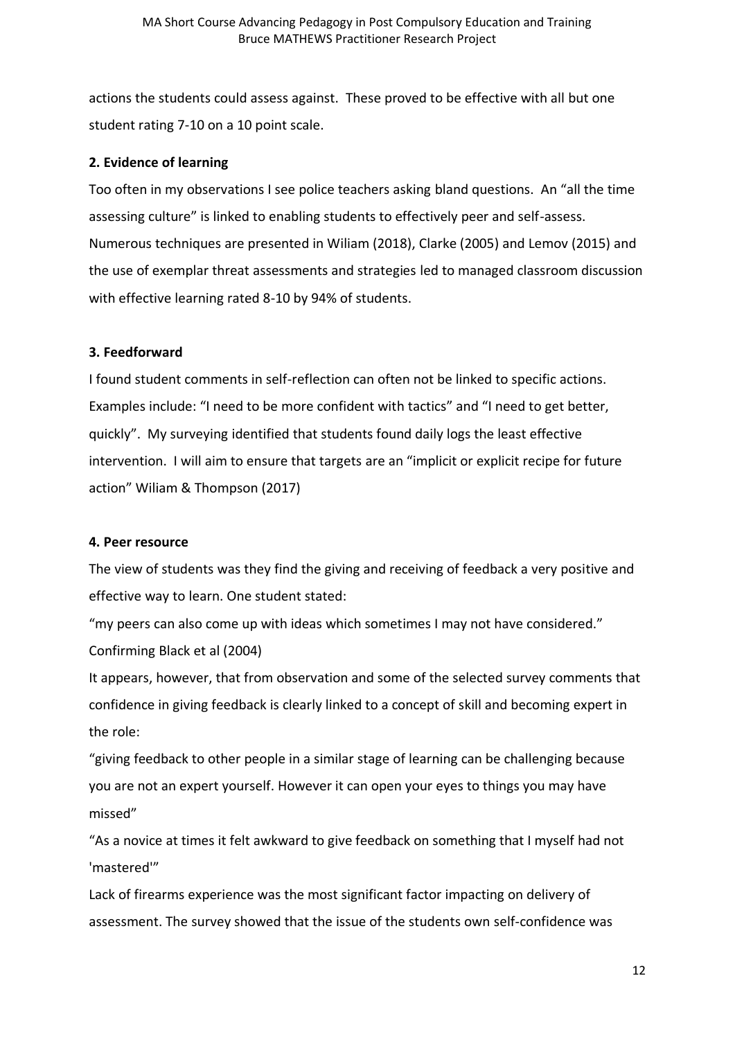actions the students could assess against. These proved to be effective with all but one student rating 7-10 on a 10 point scale.

**2. Evidence of learning**

Too often in my observations I see police teachers asking bland questions. An "all the time assessing culture" is linked to enabling students to effectively peer and self-assess. Numerous techniques are presented in Wiliam (2018), Clarke (2005) and Lemov (2015) and the use of exemplar threat assessments and strategies led to managed classroom discussion with effective learning rated 8-10 by 94% of students.

**3. Feedforward**

I found student comments in self-reflection can often not be linked to specific actions. Examples include: "I need to be more confident with tactics" and "I need to get better, quickly". My surveying identified that students found daily logs the least effective intervention. I will aim to ensure that targets are an "implicit or explicit recipe for future action" Wiliam & Thompson (2017)

**4. Peer resource**

The view of students was they find the giving and receiving of feedback a very positive and effective way to learn. One student stated:

"my peers can also come up with ideas which sometimes I may not have considered." Confirming Black et al (2004)

It appears, however, that from observation and some of the selected survey comments that confidence in giving feedback is clearly linked to a concept of skill and becoming expert in the role:

"giving feedback to other people in a similar stage of learning can be challenging because you are not an expert yourself. However it can open your eyes to things you may have missed"

"As a novice at times it felt awkward to give feedback on something that I myself had not 'mastered'"

Lack of firearms experience was the most significant factor impacting on delivery of assessment. The survey showed that the issue of the students own self-confidence was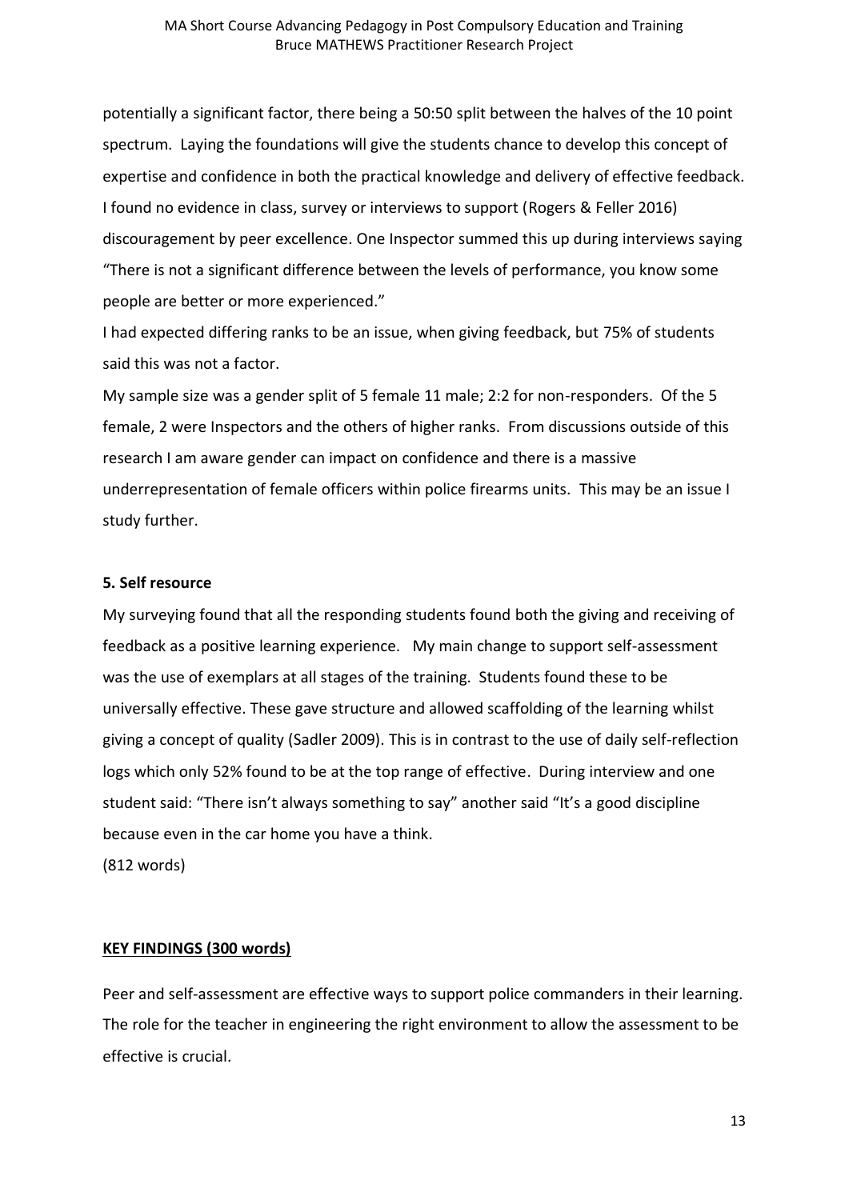potentially a significant factor, there being a 50:50 split between the halves of the 10 point spectrum. Laying the foundations will give the students chance to develop this concept of expertise and confidence in both the practical knowledge and delivery of effective feedback. I found no evidence in class, survey or interviews to support (Rogers & Feller 2016) discouragement by peer excellence. One Inspector summed this up during interviews saying "There is not a significant difference between the levels of performance, you know some people are better or more experienced."

I had expected differing ranks to be an issue, when giving feedback, but 75% of students said this was not a factor.

My sample size was a gender split of 5 female 11 male; 2:2 for non-responders. Of the 5 female, 2 were Inspectors and the others of higher ranks. From discussions outside of this research I am aware gender can impact on confidence and there is a massive underrepresentation of female officers within police firearms units. This may be an issue I study further.

**5. Self resource**

My surveying found that all the responding students found both the giving and receiving of feedback as a positive learning experience. My main change to support self-assessment was the use of exemplars at all stages of the training. Students found these to be universally effective. These gave structure and allowed scaffolding of the learning whilst giving a concept of quality (Sadler 2009). This is in contrast to the use of daily self-reflection logs which only 52% found to be at the top range of effective. During interview and one student said: "There isn't always something to say" another said "It's a good discipline because even in the car home you have a think.

(812 words)

## KEY FINDINGS (300 words)

Peer and self-assessment are effective ways to support police commanders in their learning. The role for the teacher in engineering the right environment to allow the assessment to be effective is crucial.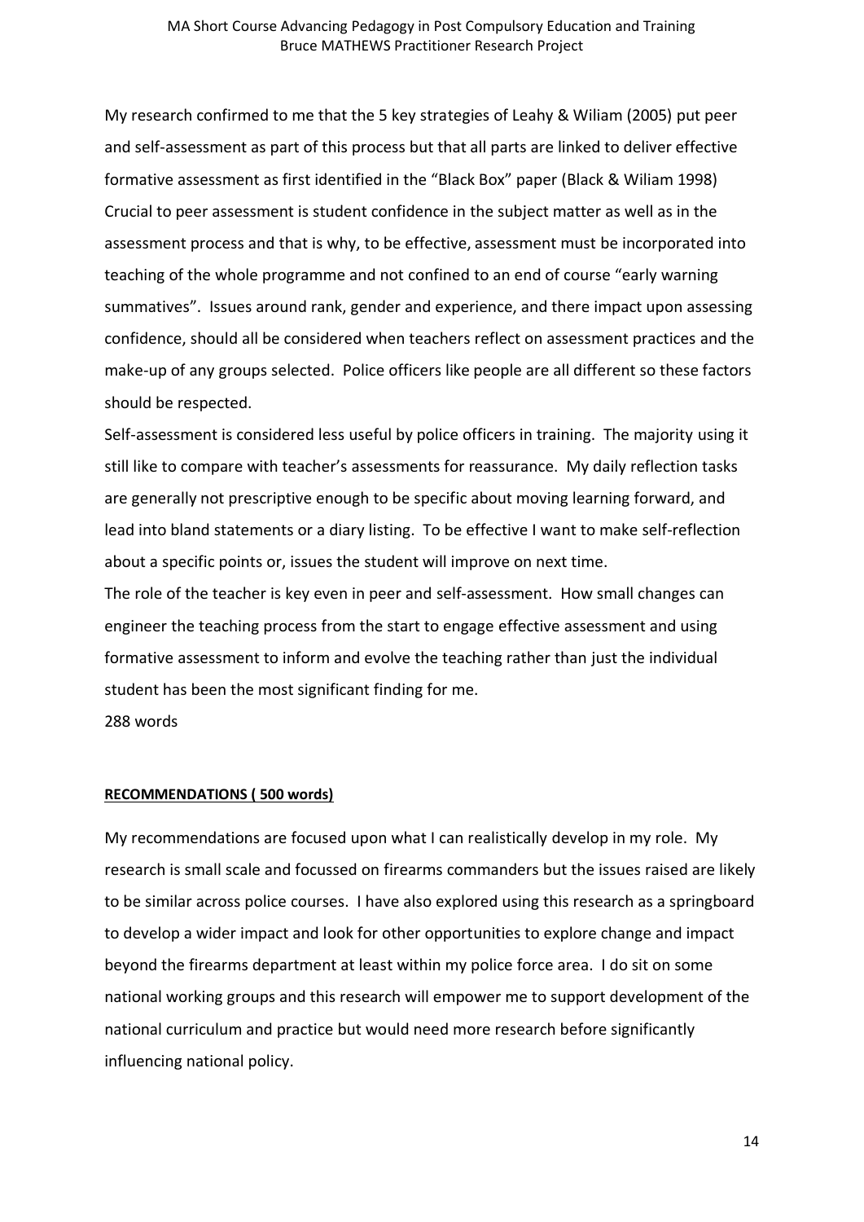My research confirmed to me that the 5 key strategies of Leahy & Wiliam (2005) put peer and self-assessment as part of this process but that all parts are linked to deliver effective formative assessment as first identified in the "Black Box" paper (Black & Wiliam 1998) Crucial to peer assessment is student confidence in the subject matter as well as in the assessment process and that is why, to be effective, assessment must be incorporated into teaching of the whole programme and not confined to an end of course "early warning summatives". Issues around rank, gender and experience, and there impact upon assessing confidence, should all be considered when teachers reflect on assessment practices and the make-up of any groups selected. Police officers like people are all different so these factors should be respected.

Self-assessment is considered less useful by police officers in training. The majority using it still like to compare with teacher's assessments for reassurance. My daily reflection tasks are generally not prescriptive enough to be specific about moving learning forward, and lead into bland statements or a diary listing. To be effective I want to make self-reflection about a specific points or, issues the student will improve on next time.

The role of the teacher is key even in peer and self-assessment. How small changes can engineer the teaching process from the start to engage effective assessment and using formative assessment to inform and evolve the teaching rather than just the individual student has been the most significant finding for me.

288 words

**RECOMMENDATIONS ( 500 words)**

My recommendations are focused upon what I can realistically develop in my role. My research is small scale and focussed on firearms commanders but the issues raised are likely to be similar across police courses. I have also explored using this research as a springboard to develop a wider impact and look for other opportunities to explore change and impact beyond the firearms department at least within my police force area. I do sit on some national working groups and this research will empower me to support development of the national curriculum and practice but would need more research before significantly influencing national policy.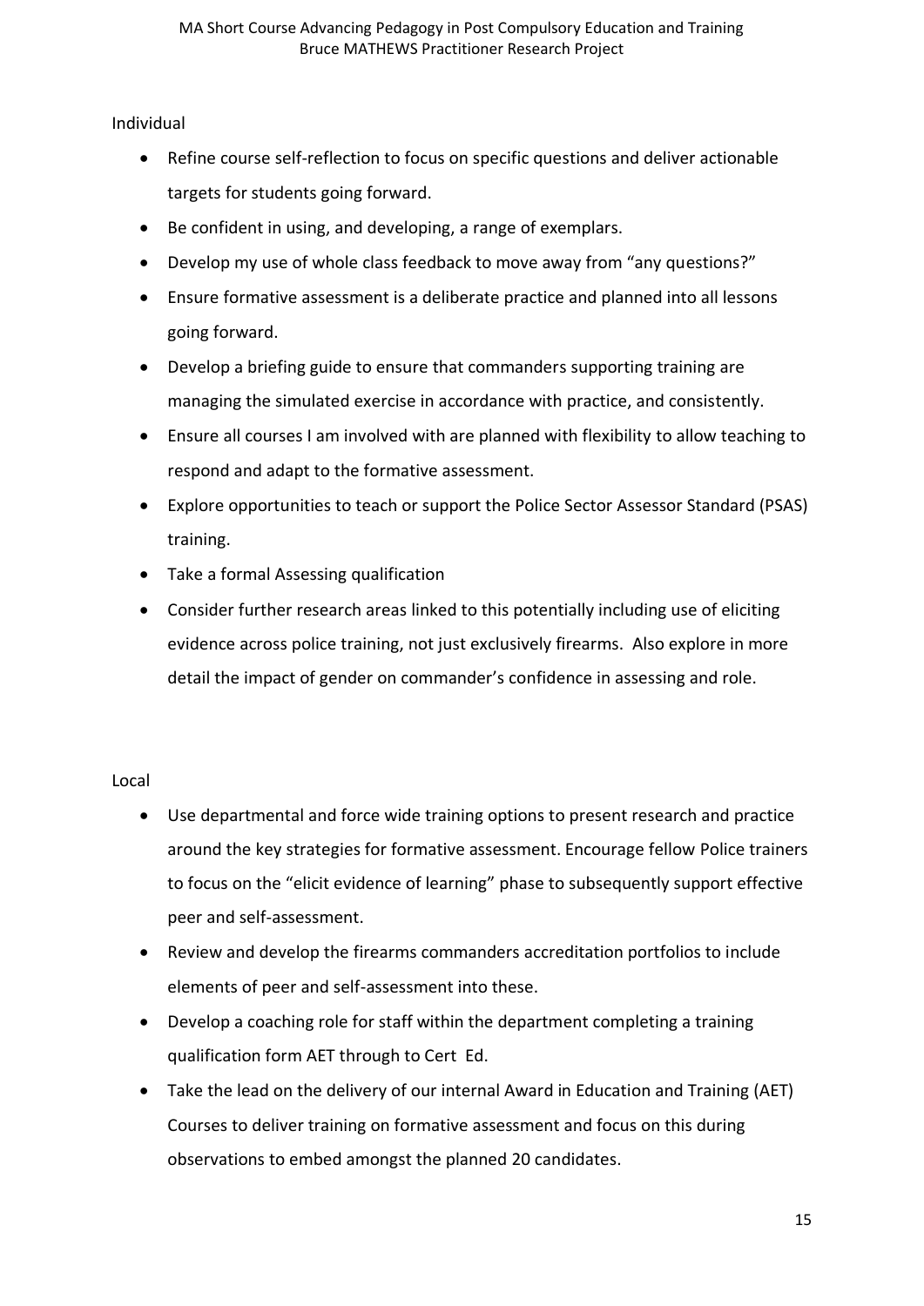Individual

- Refine course self-reflection to focus on specific questions and deliver actionable targets for students going forward.
- Be confident in using, and developing, a range of exemplars.
- Develop my use of whole class feedback to move away from "any questions?"
- Ensure formative assessment is a deliberate practice and planned into all lessons going forward.
- Develop a briefing guide to ensure that commanders supporting training are managing the simulated exercise in accordance with practice, and consistently.
- Ensure all courses I am involved with are planned with flexibility to allow teaching to respond and adapt to the formative assessment.
- Explore opportunities to teach or support the Police Sector Assessor Standard (PSAS) training.
- Take a formal Assessing qualification
- Consider further research areas linked to this potentially including use of eliciting evidence across police training, not just exclusively firearms. Also explore in more detail the impact of gender on commander's confidence in assessing and role.

Local

- Use departmental and force wide training options to present research and practice around the key strategies for formative assessment. Encourage fellow Police trainers to focus on the "elicit evidence of learning" phase to subsequently support effective peer and self-assessment.
- Review and develop the firearms commanders accreditation portfolios to include elements of peer and self-assessment into these.
- Develop a coaching role for staff within the department completing a training qualification form AET through to Cert Ed.
- Take the lead on the delivery of our internal Award in Education and Training (AET) Courses to deliver training on formative assessment and focus on this during observations to embed amongst the planned 20 candidates.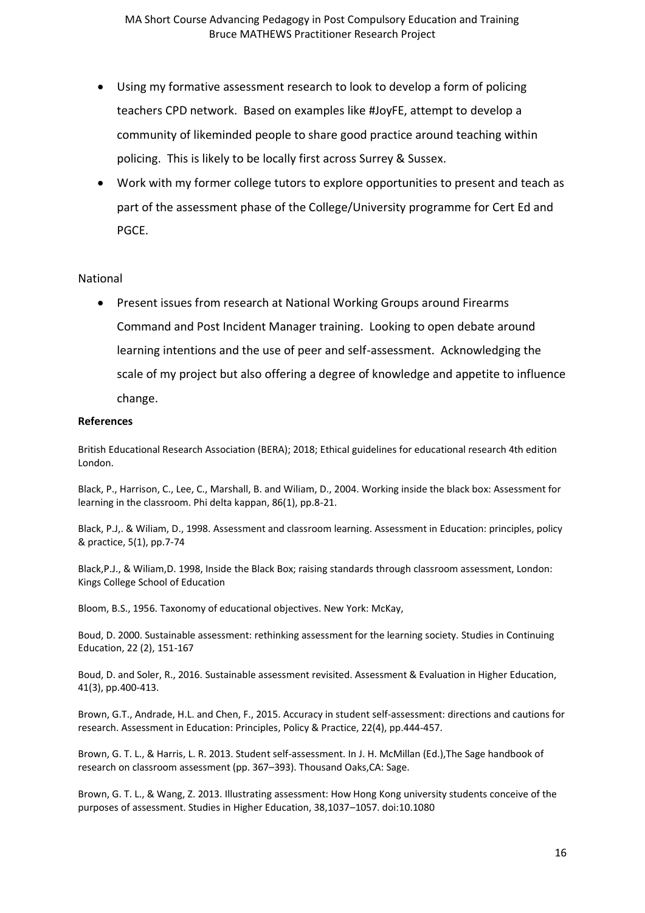- Using my formative assessment research to look to develop a form of policing teachers CPD network. Based on examples like #JoyFE, attempt to develop a community of likeminded people to share good practice around teaching within policing. This is likely to be locally first across Surrey & Sussex.
- Work with my former college tutors to explore opportunities to present and teach as part of the assessment phase of the College/University programme for Cert Ed and PGCE.

National

- Present issues from research at National Working Groups around Firearms Command and Post Incident Manager training. Looking to open debate around learning intentions and the use of peer and self-assessment. Acknowledging the scale of my project but also offering a degree of knowledge and appetite to influence change.

**References**

British Educational Research Association (BERA); 2018; Ethical guidelines for educational research 4th edition London.

Black, P., Harrison, C., Lee, C., Marshall, B. and Wiliam, D., 2004. Working inside the black box: Assessment for learning in the classroom. Phi delta kappan, 86(1), pp.8-21.

Black, P.J,. & Wiliam, D., 1998. Assessment and classroom learning. Assessment in Education: principles, policy & practice, 5(1), pp.7-74

Black,P.J., & Wiliam,D. 1998, Inside the Black Box; raising standards through classroom assessment, London: Kings College School of Education

Bloom, B.S., 1956. Taxonomy of educational objectives. New York: McKay,

Boud, D. 2000. Sustainable assessment: rethinking assessment for the learning society. Studies in Continuing Education, 22 (2), 151-167

Boud, D. and Soler, R., 2016. Sustainable assessment revisited. Assessment & Evaluation in Higher Education, 41(3), pp.400-413.

Brown, G.T., Andrade, H.L. and Chen, F., 2015. Accuracy in student self-assessment: directions and cautions for research. Assessment in Education: Principles, Policy & Practice, 22(4), pp.444-457.

Brown, G. T. L., & Harris, L. R. 2013. Student self-assessment. In J. H. McMillan (Ed.),The Sage handbook of research on classroom assessment (pp. 367–393). Thousand Oaks,CA: Sage.

Brown, G. T. L., & Wang, Z. 2013. Illustrating assessment: How Hong Kong university students conceive of the purposes of assessment. Studies in Higher Education, 38,1037–1057. doi:10.1080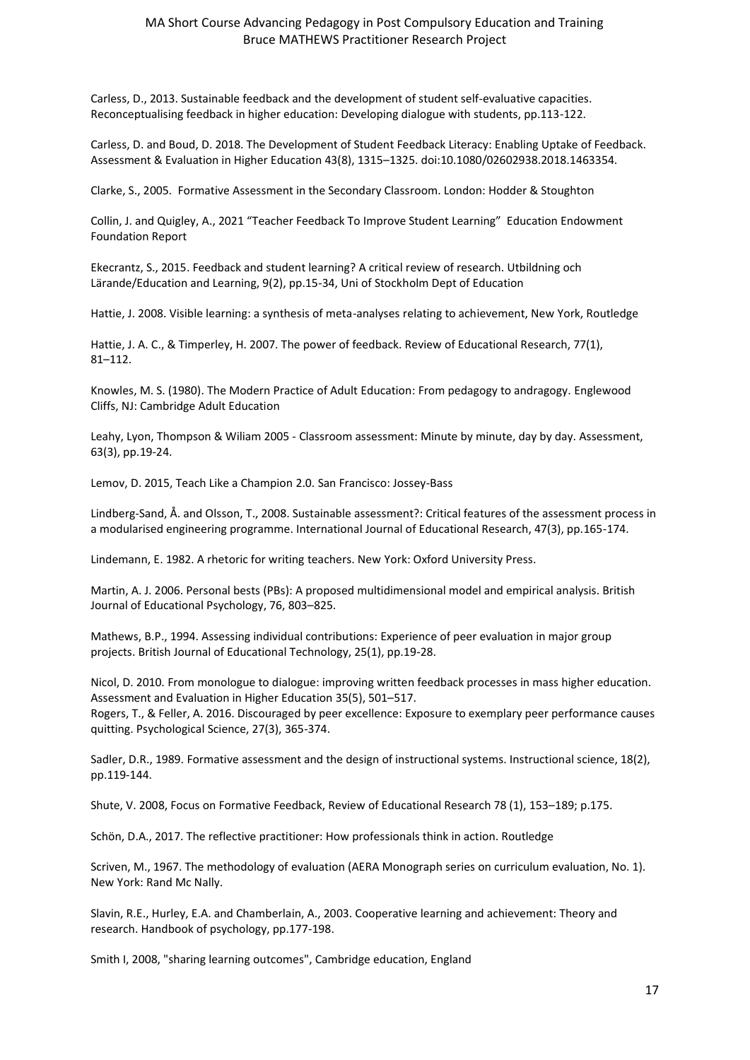Carless, D., 2013. Sustainable feedback and the development of student self-evaluative capacities. Reconceptualising feedback in higher education: Developing dialogue with students, pp.113-122.

Carless, D. and Boud, D. 2018. The Development of Student Feedback Literacy: Enabling Uptake of Feedback. Assessment & Evaluation in Higher Education 43(8), 1315–1325. doi:10.1080/02602938.2018.1463354.

Clarke, S., 2005. Formative Assessment in the Secondary Classroom. London: Hodder & Stoughton

Collin, J. and Quigley, A., 2021 "Teacher Feedback To Improve Student Learning" Education Endowment Foundation Report

Ekecrantz, S., 2015. Feedback and student learning? A critical review of research. Utbildning och Lärande/Education and Learning, 9(2), pp.15-34, Uni of Stockholm Dept of Education

Hattie, J. 2008. Visible learning: a synthesis of meta-analyses relating to achievement, New York, Routledge

Hattie, J. A. C., & Timperley, H. 2007. The power of feedback. Review of Educational Research, 77(1), 81–112.

Knowles, M. S. (1980). The Modern Practice of Adult Education: From pedagogy to andragogy. Englewood Cliffs, NJ: Cambridge Adult Education

Leahy, Lyon, Thompson & Wiliam 2005 - Classroom assessment: Minute by minute, day by day. Assessment, 63(3), pp.19-24.

Lemov, D. 2015, Teach Like a Champion 2.0. San Francisco: Jossey-Bass

Lindberg-Sand, Å. and Olsson, T., 2008. Sustainable assessment?: Critical features of the assessment process in a modularised engineering programme. International Journal of Educational Research, 47(3), pp.165-174.

Lindemann, E. 1982. A rhetoric for writing teachers. New York: Oxford University Press.

Martin, A. J. 2006. Personal bests (PBs): A proposed multidimensional model and empirical analysis. British Journal of Educational Psychology, 76, 803–825.

Mathews, B.P., 1994. Assessing individual contributions: Experience of peer evaluation in major group projects. British Journal of Educational Technology, 25(1), pp.19-28.

Nicol, D. 2010. From monologue to dialogue: improving written feedback processes in mass higher education. Assessment and Evaluation in Higher Education 35(5), 501–517.

Rogers, T., & Feller, A. 2016. Discouraged by peer excellence: Exposure to exemplary peer performance causes quitting. Psychological Science, 27(3), 365-374.

Sadler, D.R., 1989. Formative assessment and the design of instructional systems. Instructional science, 18(2), pp.119-144.

Shute, V. 2008, Focus on Formative Feedback, Review of Educational Research 78 (1), 153–189; p.175.

Schön, D.A., 2017. The reflective practitioner: How professionals think in action. Routledge

Scriven, M., 1967. The methodology of evaluation (AERA Monograph series on curriculum evaluation, No. 1). New York: Rand Mc Nally.

Slavin, R.E., Hurley, E.A. and Chamberlain, A., 2003. Cooperative learning and achievement: Theory and research. Handbook of psychology, pp.177-198.

Smith I, 2008, "sharing learning outcomes", Cambridge education, England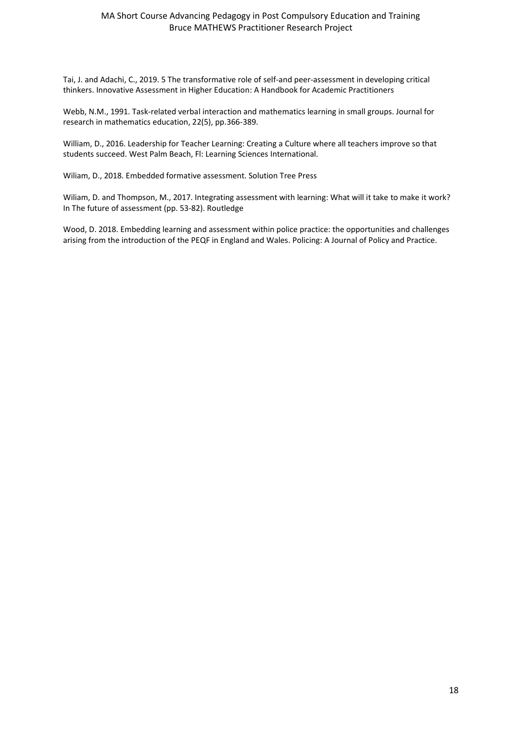Tai, J. and Adachi, C., 2019. 5 The transformative role of self-and peer-assessment in developing critical thinkers. Innovative Assessment in Higher Education: A Handbook for Academic Practitioners

Webb, N.M., 1991. Task-related verbal interaction and mathematics learning in small groups. Journal for research in mathematics education, 22(5), pp.366-389.

William, D., 2016. Leadership for Teacher Learning: Creating a Culture where all teachers improve so that students succeed. West Palm Beach, Fl: Learning Sciences International.

Wiliam, D., 2018. Embedded formative assessment. Solution Tree Press

Wiliam, D. and Thompson, M., 2017. Integrating assessment with learning: What will it take to make it work? In The future of assessment (pp. 53-82). Routledge

Wood, D. 2018. Embedding learning and assessment within police practice: the opportunities and challenges arising from the introduction of the PEQF in England and Wales. Policing: A Journal of Policy and Practice.